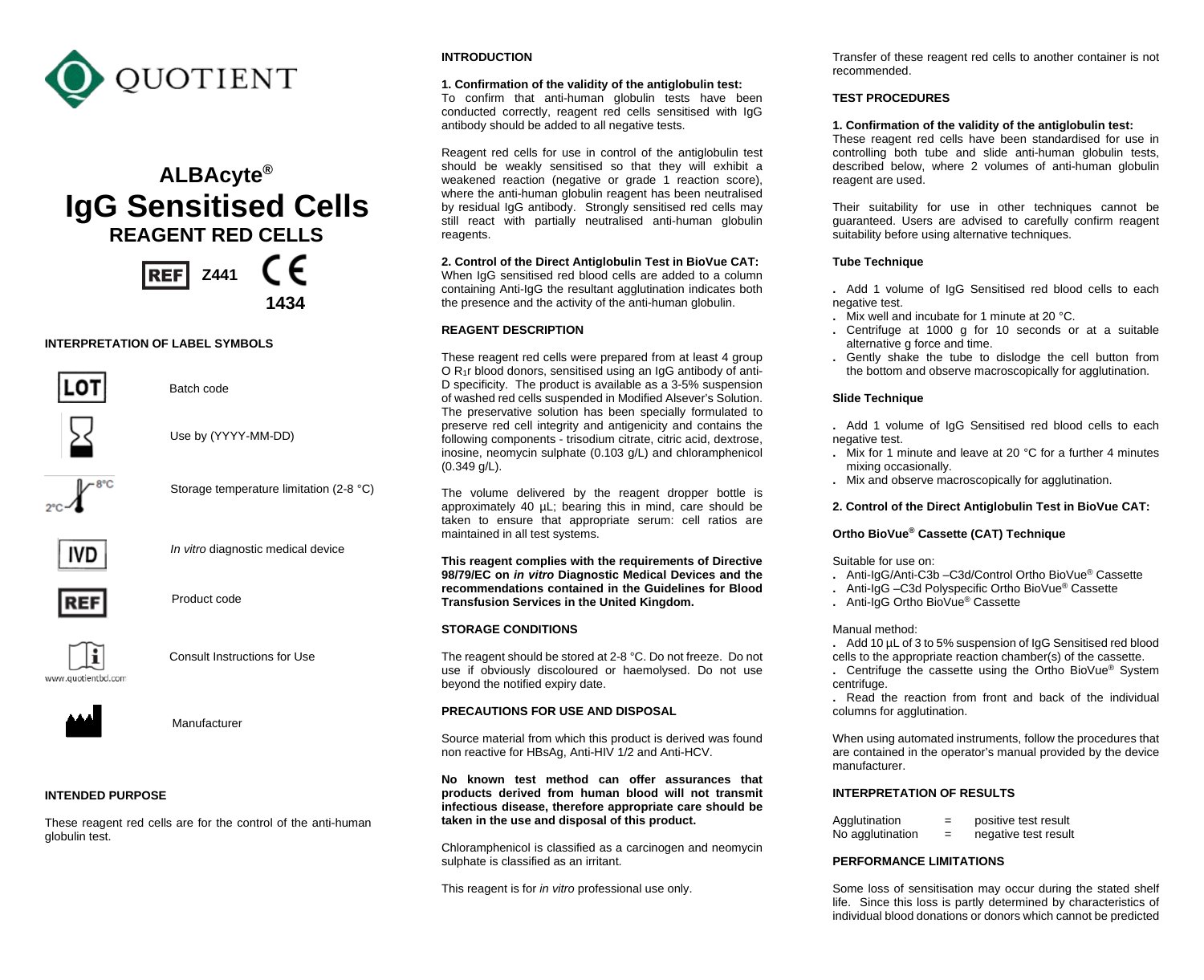QUOTIENT

# ALBAcyte®
# IgG Sensitised Cells
## REAGENT RED CELLS

REF Z441 CE 1434

### INTERPRETATION OF LABEL SYMBOLS

| Symbol | Meaning |
|---|---|
| LOT | Batch code |
| | Use by (YYYY-MM-DD) |
| 2°C–8°C | Storage temperature limitation (2-8 °C) |
| IVD | *In vitro* diagnostic medical device |
| REF | Product code |
| www.quotientbd.com | Consult Instructions for Use |
| | Manufacturer |

### INTENDED PURPOSE

These reagent red cells are for the control of the anti-human globulin test.

### INTRODUCTION

**1. Confirmation of the validity of the antiglobulin test:**
To confirm that anti-human globulin tests have been conducted correctly, reagent red cells sensitised with IgG antibody should be added to all negative tests.

Reagent red cells for use in control of the antiglobulin test should be weakly sensitised so that they will exhibit a weakened reaction (negative or grade 1 reaction score), where the anti-human globulin reagent has been neutralised by residual IgG antibody. Strongly sensitised red cells may still react with partially neutralised anti-human globulin reagents.

**2. Control of the Direct Antiglobulin Test in BioVue CAT:**
When IgG sensitised red blood cells are added to a column containing Anti-IgG the resultant agglutination indicates both the presence and the activity of the anti-human globulin.

### REAGENT DESCRIPTION

These reagent red cells were prepared from at least 4 group O $R_1r$ blood donors, sensitised using an IgG antibody of anti-D specificity. The product is available as a 3-5% suspension of washed red cells suspended in Modified Alsever's Solution. The preservative solution has been specially formulated to preserve red cell integrity and antigenicity and contains the following components - trisodium citrate, citric acid, dextrose, inosine, neomycin sulphate (0.103 g/L) and chloramphenicol (0.349 g/L).

The volume delivered by the reagent dropper bottle is approximately 40 µL; bearing this in mind, care should be taken to ensure that appropriate serum: cell ratios are maintained in all test systems.

**This reagent complies with the requirements of Directive 98/79/EC on *in vitro* Diagnostic Medical Devices and the recommendations contained in the Guidelines for Blood Transfusion Services in the United Kingdom.**

### STORAGE CONDITIONS

The reagent should be stored at 2-8 °C. Do not freeze. Do not use if obviously discoloured or haemolysed. Do not use beyond the notified expiry date.

### PRECAUTIONS FOR USE AND DISPOSAL

Source material from which this product is derived was found non reactive for HBsAg, Anti-HIV 1/2 and Anti-HCV.

**No known test method can offer assurances that products derived from human blood will not transmit infectious disease, therefore appropriate care should be taken in the use and disposal of this product.**

Chloramphenicol is classified as a carcinogen and neomycin sulphate is classified as an irritant.

This reagent is for *in vitro* professional use only.

Transfer of these reagent red cells to another container is not recommended.

### TEST PROCEDURES

**1. Confirmation of the validity of the antiglobulin test:**
These reagent red cells have been standardised for use in controlling both tube and slide anti-human globulin tests, described below, where 2 volumes of anti-human globulin reagent are used.

Their suitability for use in other techniques cannot be guaranteed. Users are advised to carefully confirm reagent suitability before using alternative techniques.

**Tube Technique**

- Add 1 volume of IgG Sensitised red blood cells to each negative test.
- Mix well and incubate for 1 minute at 20 °C.
- Centrifuge at 1000 g for 10 seconds or at a suitable alternative g force and time.
- Gently shake the tube to dislodge the cell button from the bottom and observe macroscopically for agglutination.

**Slide Technique**

- Add 1 volume of IgG Sensitised red blood cells to each negative test.
- Mix for 1 minute and leave at 20 °C for a further 4 minutes mixing occasionally.
- Mix and observe macroscopically for agglutination.

**2. Control of the Direct Antiglobulin Test in BioVue CAT:**

**Ortho BioVue® Cassette (CAT) Technique**

Suitable for use on:

- Anti-IgG/Anti-C3b –C3d/Control Ortho BioVue® Cassette
- Anti-IgG –C3d Polyspecific Ortho BioVue® Cassette
- Anti-IgG Ortho BioVue® Cassette

Manual method:

- Add 10 µL of 3 to 5% suspension of IgG Sensitised red blood cells to the appropriate reaction chamber(s) of the cassette.
- Centrifuge the cassette using the Ortho BioVue® System centrifuge.
- Read the reaction from front and back of the individual columns for agglutination.

When using automated instruments, follow the procedures that are contained in the operator's manual provided by the device manufacturer.

### INTERPRETATION OF RESULTS

| | | |
|---|---|---|
| Agglutination | = | positive test result |
| No agglutination | = | negative test result |

### PERFORMANCE LIMITATIONS

Some loss of sensitisation may occur during the stated shelf life. Since this loss is partly determined by characteristics of individual blood donations or donors which cannot be predicted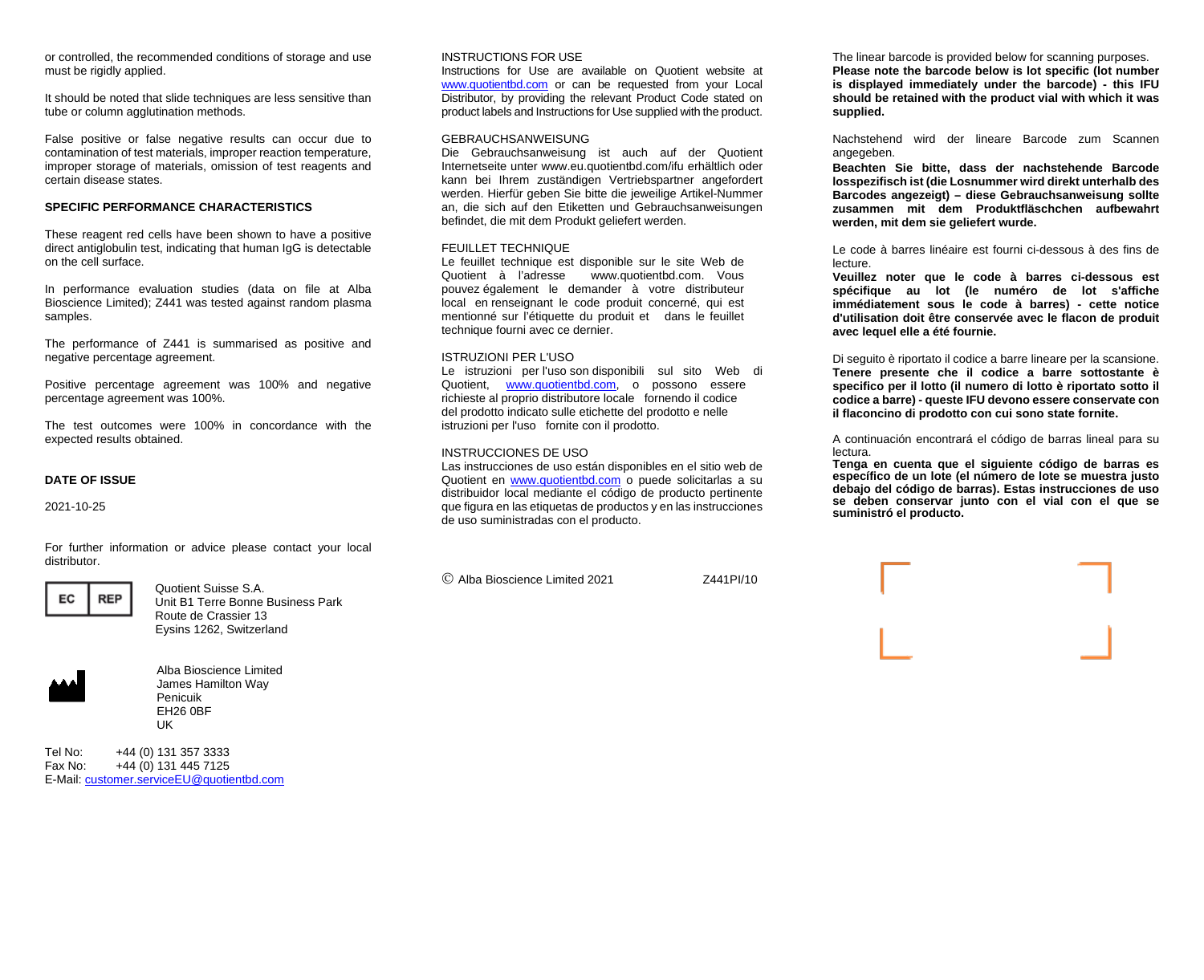or controlled, the recommended conditions of storage and use must be rigidly applied.

It should be noted that slide techniques are less sensitive than tube or column agglutination methods.

False positive or false negative results can occur due to contamination of test materials, improper reaction temperature, improper storage of materials, omission of test reagents and certain disease states.

**SPECIFIC PERFORMANCE CHARACTERISTICS**

These reagent red cells have been shown to have a positive direct antiglobulin test, indicating that human IgG is detectable on the cell surface.

In performance evaluation studies (data on file at Alba Bioscience Limited); Z441 was tested against random plasma samples.

The performance of Z441 is summarised as positive and negative percentage agreement.

Positive percentage agreement was 100% and negative percentage agreement was 100%.

The test outcomes were 100% in concordance with the expected results obtained.

**DATE OF ISSUE**

2021-10-25

For further information or advice please contact your local distributor.

EC REP

Quotient Suisse S.A.
Unit B1 Terre Bonne Business Park
Route de Crassier 13
Eysins 1262, Switzerland

Alba Bioscience Limited
James Hamilton Way
Penicuik
EH26 0BF
UK

Tel No: +44 (0) 131 357 3333
Fax No: +44 (0) 131 445 7125
E-Mail: customer.serviceEU@quotientbd.com

INSTRUCTIONS FOR USE
Instructions for Use are available on Quotient website at www.quotientbd.com or can be requested from your Local Distributor, by providing the relevant Product Code stated on product labels and Instructions for Use supplied with the product.

GEBRAUCHSANWEISUNG
Die Gebrauchsanweisung ist auch auf der Quotient Internetseite unter www.eu.quotientbd.com/ifu erhältlich oder kann bei Ihrem zuständigen Vertriebspartner angefordert werden. Hierfür geben Sie bitte die jeweilige Artikel-Nummer an, die sich auf den Etiketten und Gebrauchsanweisungen befindet, die mit dem Produkt geliefert werden.

FEUILLET TECHNIQUE
Le feuillet technique est disponible sur le site Web de Quotient à l'adresse www.quotientbd.com. Vous pouvez également le demander à votre distributeur local en renseignant le code produit concerné, qui est mentionné sur l'étiquette du produit et dans le feuillet technique fourni avec ce dernier.

ISTRUZIONI PER L'USO
Le istruzioni per l'uso son disponibili sul sito Web di Quotient, www.quotientbd.com, o possono essere richieste al proprio distributore locale fornendo il codice del prodotto indicato sulle etichette del prodotto e nelle istruzioni per l'uso fornite con il prodotto.

INSTRUCCIONES DE USO
Las instrucciones de uso están disponibles en el sitio web de Quotient en www.quotientbd.com o puede solicitarlas a su distribuidor local mediante el código de producto pertinente que figura en las etiquetas de productos y en las instrucciones de uso suministradas con el producto.

© Alba Bioscience Limited 2021 Z441PI/10

The linear barcode is provided below for scanning purposes.
**Please note the barcode below is lot specific (lot number is displayed immediately under the barcode) - this IFU should be retained with the product vial with which it was supplied.**

Nachstehend wird der lineare Barcode zum Scannen angegeben.
**Beachten Sie bitte, dass der nachstehende Barcode losspezifisch ist (die Losnummer wird direkt unterhalb des Barcodes angezeigt) – diese Gebrauchsanweisung sollte zusammen mit dem Produktfläschchen aufbewahrt werden, mit dem sie geliefert wurde.**

Le code à barres linéaire est fourni ci-dessous à des fins de lecture.
**Veuillez noter que le code à barres ci-dessous est spécifique au lot (le numéro de lot s'affiche immédiatement sous le code à barres) - cette notice d'utilisation doit être conservée avec le flacon de produit avec lequel elle a été fournie.**

Di seguito è riportato il codice a barre lineare per la scansione.
**Tenere presente che il codice a barre sottostante è specifico per il lotto (il numero di lotto è riportato sotto il codice a barre) - queste IFU devono essere conservate con il flaconcino di prodotto con cui sono state fornite.**

A continuación encontrará el código de barras lineal para su lectura.
**Tenga en cuenta que el siguiente código de barras es específico de un lote (el número de lote se muestra justo debajo del código de barras). Estas instrucciones de uso se deben conservar junto con el vial con el que se suministró el producto.**